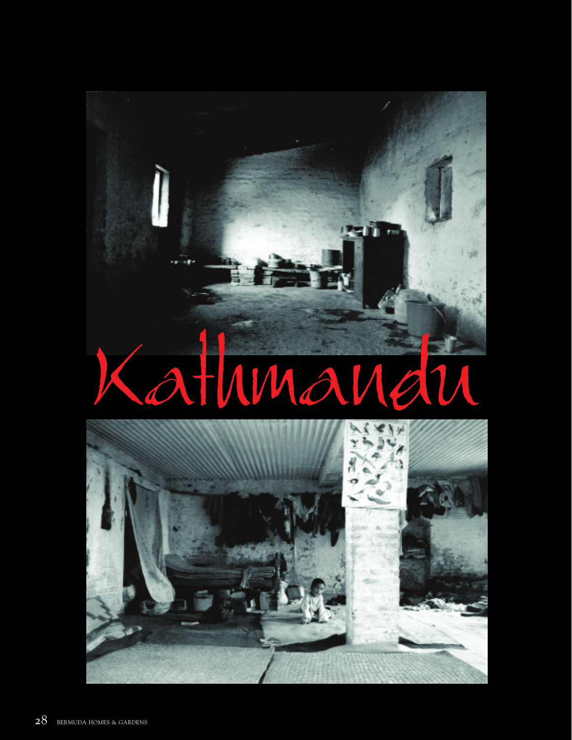# Kathmandu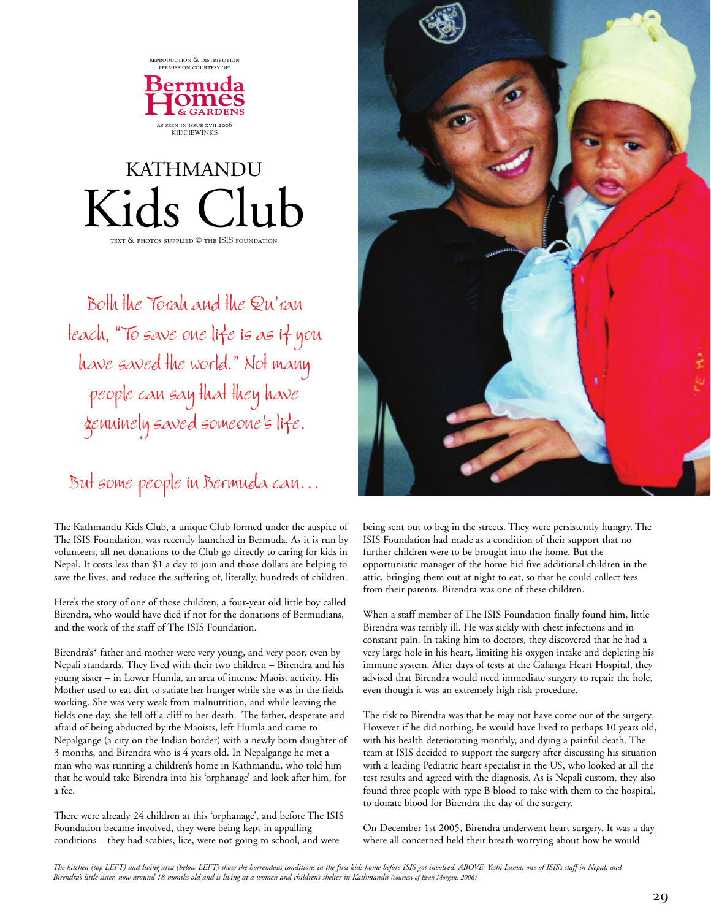reproduction & distribution permission courtesy of:

Bermuda Homes & Gardens

as seen in issue xvii 2006
KIDDIEWINKS

# KATHMANDU Kids Club

text & photos supplied © the ISIS foundation

*Both the Torah and the Qu'ran teach, "To save one life is as if you have saved the world." Not many people can say that they have genuinely saved someone's life.*

*But some people in Bermuda can…*

The Kathmandu Kids Club, a unique Club formed under the auspice of The ISIS Foundation, was recently launched in Bermuda. As it is run by volunteers, all net donations to the Club go directly to caring for kids in Nepal. It costs less than $1 a day to join and those dollars are helping to save the lives, and reduce the suffering of, literally, hundreds of children.

Here's the story of one of those children, a four-year old little boy called Birendra, who would have died if not for the donations of Bermudians, and the work of the staff of The ISIS Foundation.

Birendra's* father and mother were very young, and very poor, even by Nepali standards. They lived with their two children – Birendra and his young sister – in Lower Humla, an area of intense Maoist activity. His Mother used to eat dirt to satiate her hunger while she was in the fields working. She was very weak from malnutrition, and while leaving the fields one day, she fell off a cliff to her death. The father, desperate and afraid of being abducted by the Maoists, left Humla and came to Nepalgange (a city on the Indian border) with a newly born daughter of 3 months, and Birendra who is 4 years old. In Nepalgange he met a man who was running a children's home in Kathmandu, who told him that he would take Birendra into his 'orphanage' and look after him, for a fee.

There were already 24 children at this 'orphanage', and before The ISIS Foundation became involved, they were being kept in appalling conditions – they had scabies, lice, were not going to school, and were being sent out to beg in the streets. They were persistently hungry. The ISIS Foundation had made as a condition of their support that no further children were to be brought into the home. But the opportunistic manager of the home hid five additional children in the attic, bringing them out at night to eat, so that he could collect fees from their parents. Birendra was one of these children.

When a staff member of The ISIS Foundation finally found him, little Birendra was terribly ill. He was sickly with chest infections and in constant pain. In taking him to doctors, they discovered that he had a very large hole in his heart, limiting his oxygen intake and depleting his immune system. After days of tests at the Galanga Heart Hospital, they advised that Birendra would need immediate surgery to repair the hole, even though it was an extremely high risk procedure.

The risk to Birendra was that he may not have come out of the surgery. However if he did nothing, he would have lived to perhaps 10 years old, with his health deteriorating monthly, and dying a painful death. The team at ISIS decided to support the surgery after discussing his situation with a leading Pediatric heart specialist in the US, who looked at all the test results and agreed with the diagnosis. As is Nepali custom, they also found three people with type B blood to take with them to the hospital, to donate blood for Birendra the day of the surgery.

On December 1st 2005, Birendra underwent heart surgery. It was a day where all concerned held their breath worrying about how he would

*The kitchen (top LEFT) and living area (below LEFT) show the horrendous conditions in the first kids home before ISIS got involved. ABOVE: Yeshi Lama, one of ISIS's staff in Nepal, and Birendra's little sister, now around 18 months old and is living at a women and children's shelter in Kathmandu (courtesy of Evan Morgan, 2006)*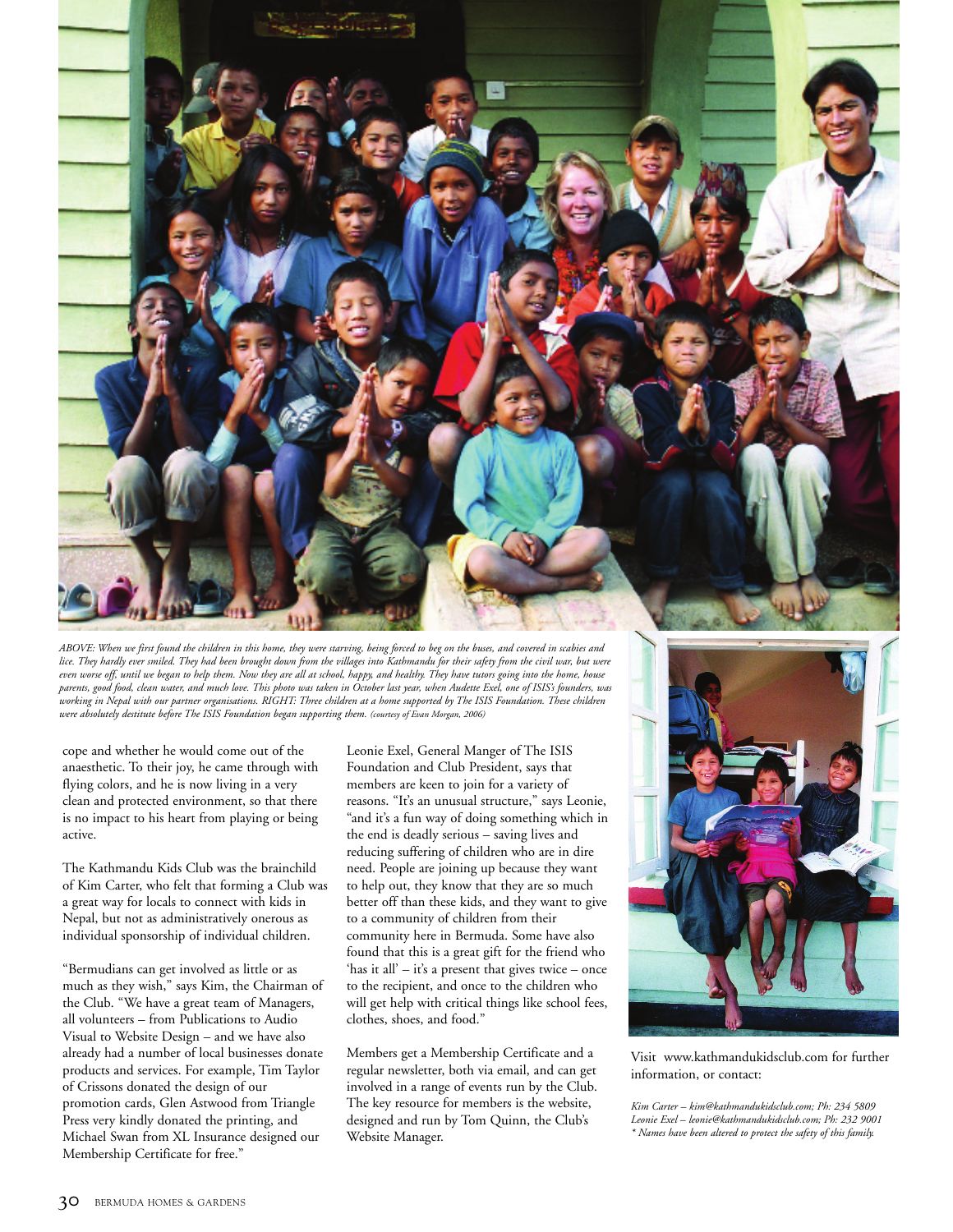*ABOVE: When we first found the children in this home, they were starving, being forced to beg on the buses, and covered in scabies and lice. They hardly ever smiled. They had been brought down from the villages into Kathmandu for their safety from the civil war, but were even worse off, until we began to help them. Now they are all at school, happy, and healthy. They have tutors going into the home, house parents, good food, clean water, and much love. This photo was taken in October last year, when Audette Exel, one of ISIS's founders, was working in Nepal with our partner organisations. RIGHT: Three children at a home supported by The ISIS Foundation. These children were absolutely destitute before The ISIS Foundation began supporting them. (courtesy of Evan Morgan, 2006)*

cope and whether he would come out of the anaesthetic. To their joy, he came through with flying colors, and he is now living in a very clean and protected environment, so that there is no impact to his heart from playing or being active.

The Kathmandu Kids Club was the brainchild of Kim Carter, who felt that forming a Club was a great way for locals to connect with kids in Nepal, but not as administratively onerous as individual sponsorship of individual children.

"Bermudians can get involved as little or as much as they wish," says Kim, the Chairman of the Club. "We have a great team of Managers, all volunteers – from Publications to Audio Visual to Website Design – and we have also already had a number of local businesses donate products and services. For example, Tim Taylor of Crissons donated the design of our promotion cards, Glen Astwood from Triangle Press very kindly donated the printing, and Michael Swan from XL Insurance designed our Membership Certificate for free."

Leonie Exel, General Manger of The ISIS Foundation and Club President, says that members are keen to join for a variety of reasons. "It's an unusual structure," says Leonie, "and it's a fun way of doing something which in the end is deadly serious – saving lives and reducing suffering of children who are in dire need. People are joining up because they want to help out, they know that they are so much better off than these kids, and they want to give to a community of children from their community here in Bermuda. Some have also found that this is a great gift for the friend who 'has it all' – it's a present that gives twice – once to the recipient, and once to the children who will get help with critical things like school fees, clothes, shoes, and food."

Members get a Membership Certificate and a regular newsletter, both via email, and can get involved in a range of events run by the Club. The key resource for members is the website, designed and run by Tom Quinn, the Club's Website Manager.

Visit www.kathmandukidsclub.com for further information, or contact:

*Kim Carter – kim@kathmandukidsclub.com; Ph: 234 5809*
*Leonie Exel – leonie@kathmandukidsclub.com; Ph: 232 9001*
*\* Names have been altered to protect the safety of this family.*